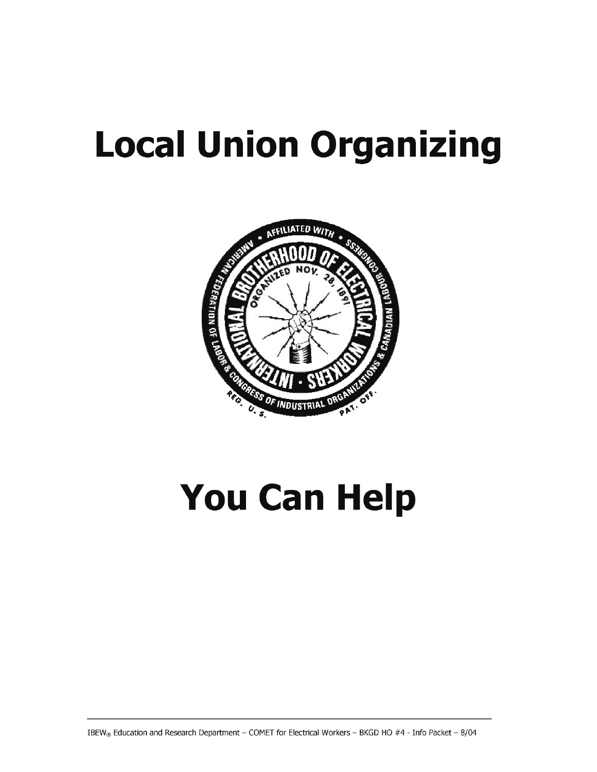# Local Union Organizing

# You Can Help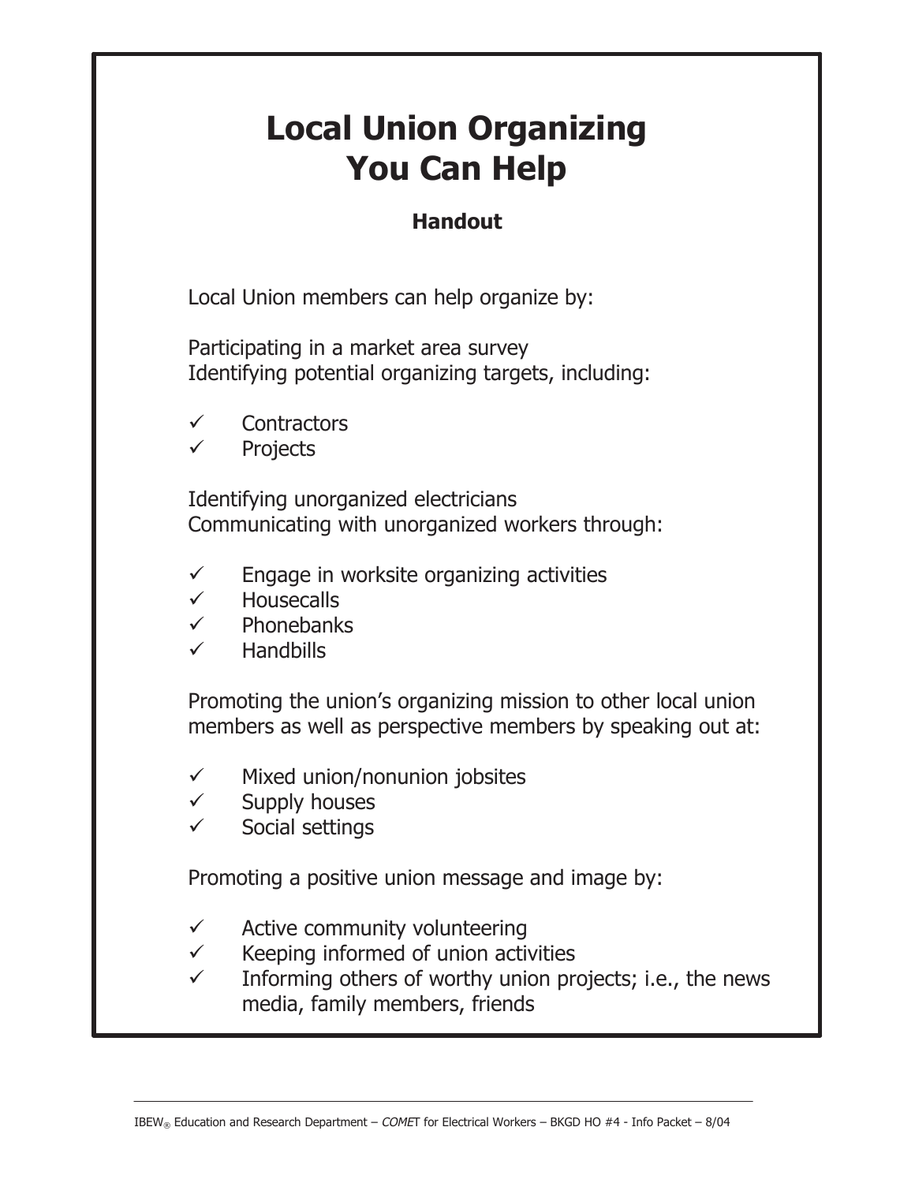# Local Union Organizing
# You Can Help

### Handout

Local Union members can help organize by:

Participating in a market area survey
Identifying potential organizing targets, including:

- ✓ Contractors
- ✓ Projects

Identifying unorganized electricians
Communicating with unorganized workers through:

- ✓ Engage in worksite organizing activities
- ✓ Housecalls
- ✓ Phonebanks
- ✓ Handbills

Promoting the union's organizing mission to other local union members as well as perspective members by speaking out at:

- ✓ Mixed union/nonunion jobsites
- ✓ Supply houses
- ✓ Social settings

Promoting a positive union message and image by:

- ✓ Active community volunteering
- ✓ Keeping informed of union activities
- ✓ Informing others of worthy union projects; i.e., the news media, family members, friends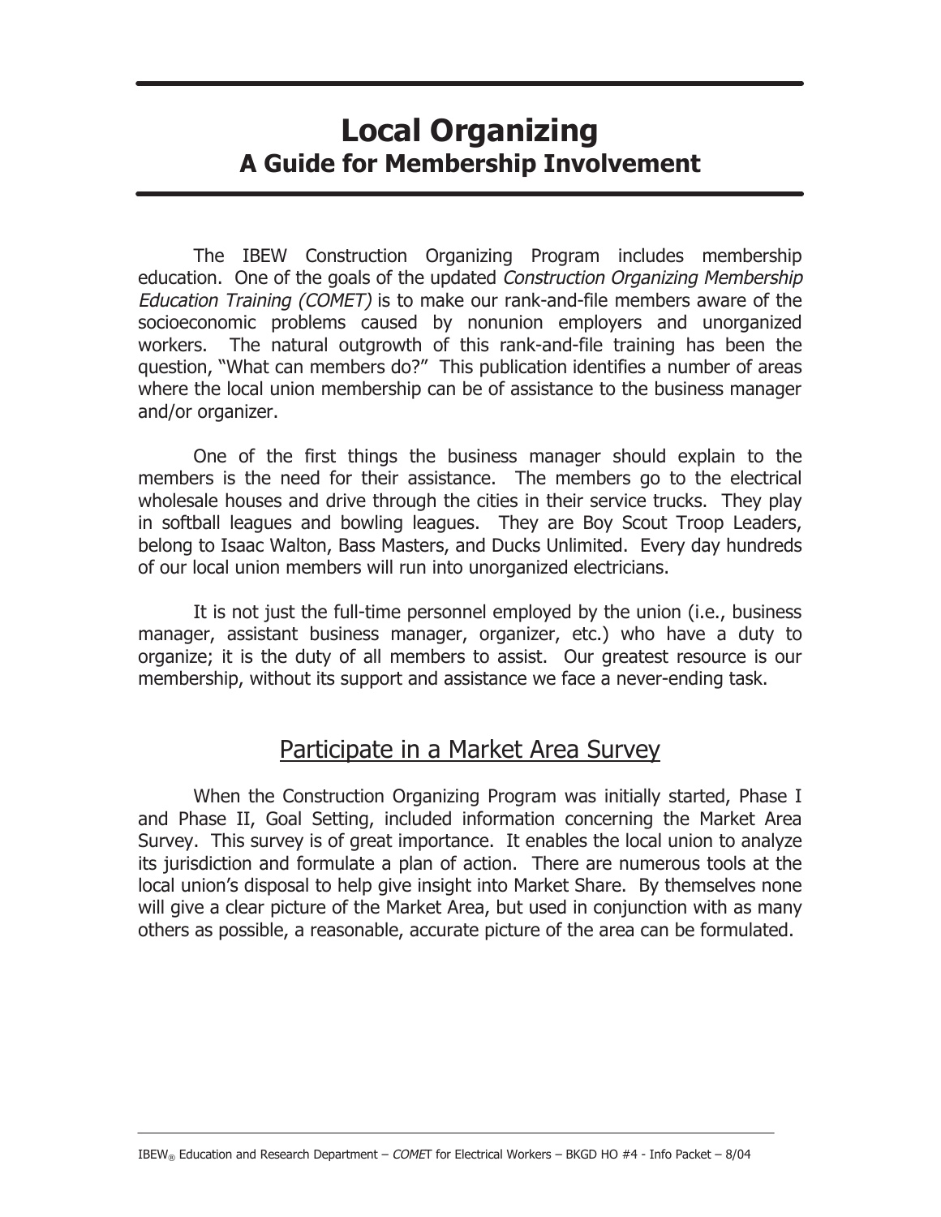# Local Organizing
## A Guide for Membership Involvement

The IBEW Construction Organizing Program includes membership education. One of the goals of the updated *Construction Organizing Membership Education Training (COMET)* is to make our rank-and-file members aware of the socioeconomic problems caused by nonunion employers and unorganized workers. The natural outgrowth of this rank-and-file training has been the question, "What can members do?" This publication identifies a number of areas where the local union membership can be of assistance to the business manager and/or organizer.

One of the first things the business manager should explain to the members is the need for their assistance. The members go to the electrical wholesale houses and drive through the cities in their service trucks. They play in softball leagues and bowling leagues. They are Boy Scout Troop Leaders, belong to Isaac Walton, Bass Masters, and Ducks Unlimited. Every day hundreds of our local union members will run into unorganized electricians.

It is not just the full-time personnel employed by the union (i.e., business manager, assistant business manager, organizer, etc.) who have a duty to organize; it is the duty of all members to assist. Our greatest resource is our membership, without its support and assistance we face a never-ending task.

## Participate in a Market Area Survey

When the Construction Organizing Program was initially started, Phase I and Phase II, Goal Setting, included information concerning the Market Area Survey. This survey is of great importance. It enables the local union to analyze its jurisdiction and formulate a plan of action. There are numerous tools at the local union's disposal to help give insight into Market Share. By themselves none will give a clear picture of the Market Area, but used in conjunction with as many others as possible, a reasonable, accurate picture of the area can be formulated.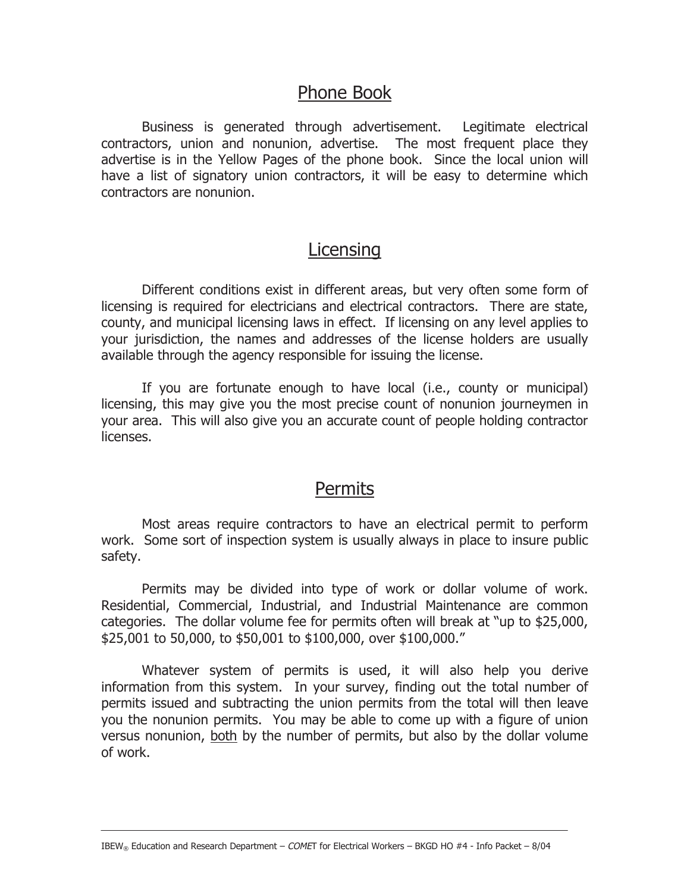## Phone Book

Business is generated through advertisement. Legitimate electrical contractors, union and nonunion, advertise. The most frequent place they advertise is in the Yellow Pages of the phone book. Since the local union will have a list of signatory union contractors, it will be easy to determine which contractors are nonunion.

## Licensing

Different conditions exist in different areas, but very often some form of licensing is required for electricians and electrical contractors. There are state, county, and municipal licensing laws in effect. If licensing on any level applies to your jurisdiction, the names and addresses of the license holders are usually available through the agency responsible for issuing the license.

If you are fortunate enough to have local (i.e., county or municipal) licensing, this may give you the most precise count of nonunion journeymen in your area. This will also give you an accurate count of people holding contractor licenses.

## Permits

Most areas require contractors to have an electrical permit to perform work. Some sort of inspection system is usually always in place to insure public safety.

Permits may be divided into type of work or dollar volume of work. Residential, Commercial, Industrial, and Industrial Maintenance are common categories. The dollar volume fee for permits often will break at "up to $25,000, $25,001 to 50,000, to $50,001 to $100,000, over $100,000."

Whatever system of permits is used, it will also help you derive information from this system. In your survey, finding out the total number of permits issued and subtracting the union permits from the total will then leave you the nonunion permits. You may be able to come up with a figure of union versus nonunion, both by the number of permits, but also by the dollar volume of work.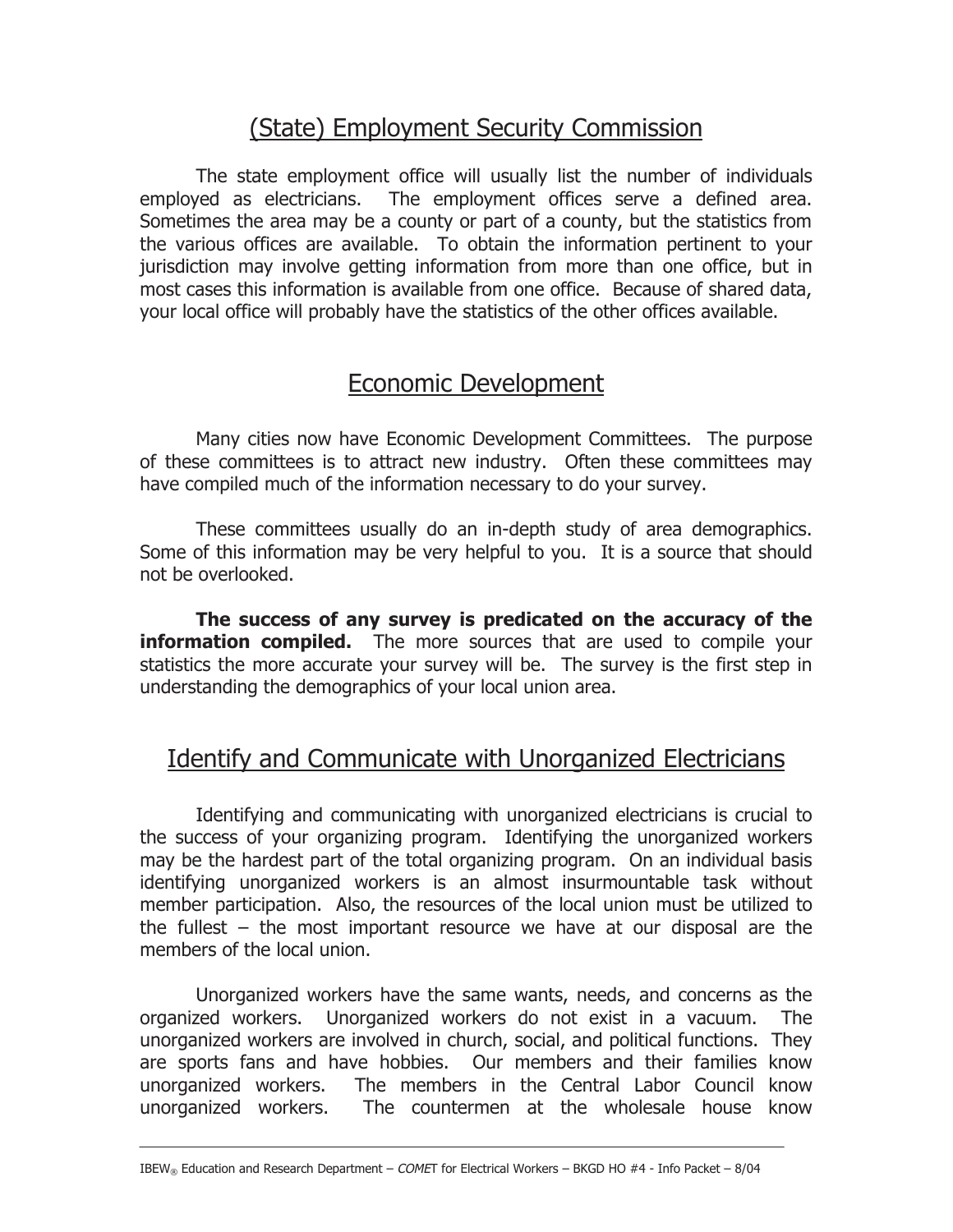## (State) Employment Security Commission

The state employment office will usually list the number of individuals employed as electricians. The employment offices serve a defined area. Sometimes the area may be a county or part of a county, but the statistics from the various offices are available. To obtain the information pertinent to your jurisdiction may involve getting information from more than one office, but in most cases this information is available from one office. Because of shared data, your local office will probably have the statistics of the other offices available.

## Economic Development

Many cities now have Economic Development Committees. The purpose of these committees is to attract new industry. Often these committees may have compiled much of the information necessary to do your survey.

These committees usually do an in-depth study of area demographics. Some of this information may be very helpful to you. It is a source that should not be overlooked.

**The success of any survey is predicated on the accuracy of the information compiled.** The more sources that are used to compile your statistics the more accurate your survey will be. The survey is the first step in understanding the demographics of your local union area.

## Identify and Communicate with Unorganized Electricians

Identifying and communicating with unorganized electricians is crucial to the success of your organizing program. Identifying the unorganized workers may be the hardest part of the total organizing program. On an individual basis identifying unorganized workers is an almost insurmountable task without member participation. Also, the resources of the local union must be utilized to the fullest – the most important resource we have at our disposal are the members of the local union.

Unorganized workers have the same wants, needs, and concerns as the organized workers. Unorganized workers do not exist in a vacuum. The unorganized workers are involved in church, social, and political functions. They are sports fans and have hobbies. Our members and their families know unorganized workers. The members in the Central Labor Council know unorganized workers. The countermen at the wholesale house know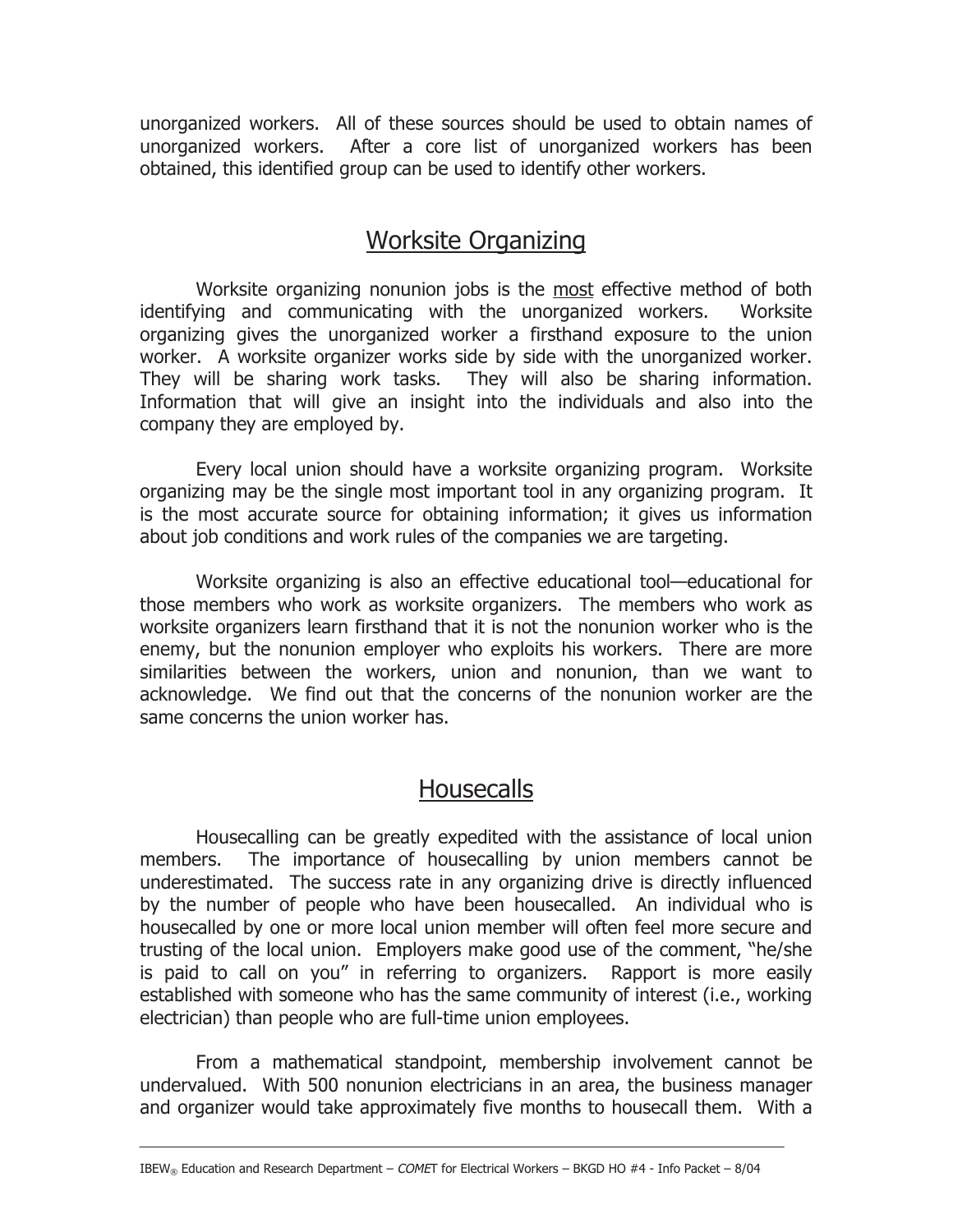unorganized workers. All of these sources should be used to obtain names of unorganized workers. After a core list of unorganized workers has been obtained, this identified group can be used to identify other workers.

## Worksite Organizing

Worksite organizing nonunion jobs is the most effective method of both identifying and communicating with the unorganized workers. Worksite organizing gives the unorganized worker a firsthand exposure to the union worker. A worksite organizer works side by side with the unorganized worker. They will be sharing work tasks. They will also be sharing information. Information that will give an insight into the individuals and also into the company they are employed by.

Every local union should have a worksite organizing program. Worksite organizing may be the single most important tool in any organizing program. It is the most accurate source for obtaining information; it gives us information about job conditions and work rules of the companies we are targeting.

Worksite organizing is also an effective educational tool—educational for those members who work as worksite organizers. The members who work as worksite organizers learn firsthand that it is not the nonunion worker who is the enemy, but the nonunion employer who exploits his workers. There are more similarities between the workers, union and nonunion, than we want to acknowledge. We find out that the concerns of the nonunion worker are the same concerns the union worker has.

## Housecalls

Housecalling can be greatly expedited with the assistance of local union members. The importance of housecalling by union members cannot be underestimated. The success rate in any organizing drive is directly influenced by the number of people who have been housecalled. An individual who is housecalled by one or more local union member will often feel more secure and trusting of the local union. Employers make good use of the comment, "he/she is paid to call on you" in referring to organizers. Rapport is more easily established with someone who has the same community of interest (i.e., working electrician) than people who are full-time union employees.

From a mathematical standpoint, membership involvement cannot be undervalued. With 500 nonunion electricians in an area, the business manager and organizer would take approximately five months to housecall them. With a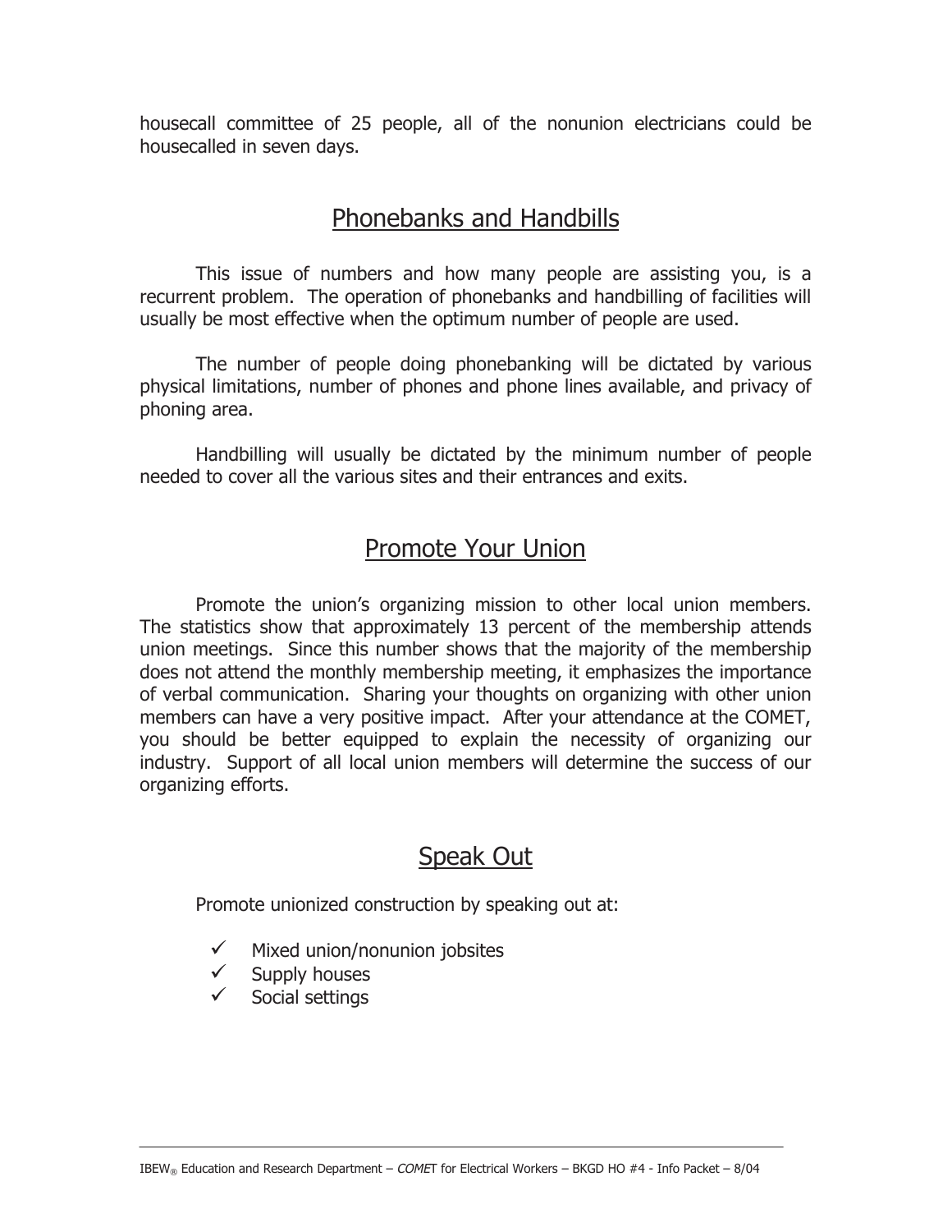housecall committee of 25 people, all of the nonunion electricians could be housecalled in seven days.

## Phonebanks and Handbills

This issue of numbers and how many people are assisting you, is a recurrent problem. The operation of phonebanks and handbilling of facilities will usually be most effective when the optimum number of people are used.

The number of people doing phonebanking will be dictated by various physical limitations, number of phones and phone lines available, and privacy of phoning area.

Handbilling will usually be dictated by the minimum number of people needed to cover all the various sites and their entrances and exits.

## Promote Your Union

Promote the union's organizing mission to other local union members. The statistics show that approximately 13 percent of the membership attends union meetings. Since this number shows that the majority of the membership does not attend the monthly membership meeting, it emphasizes the importance of verbal communication. Sharing your thoughts on organizing with other union members can have a very positive impact. After your attendance at the COMET, you should be better equipped to explain the necessity of organizing our industry. Support of all local union members will determine the success of our organizing efforts.

## Speak Out

Promote unionized construction by speaking out at:

- ✓ Mixed union/nonunion jobsites
- ✓ Supply houses
- ✓ Social settings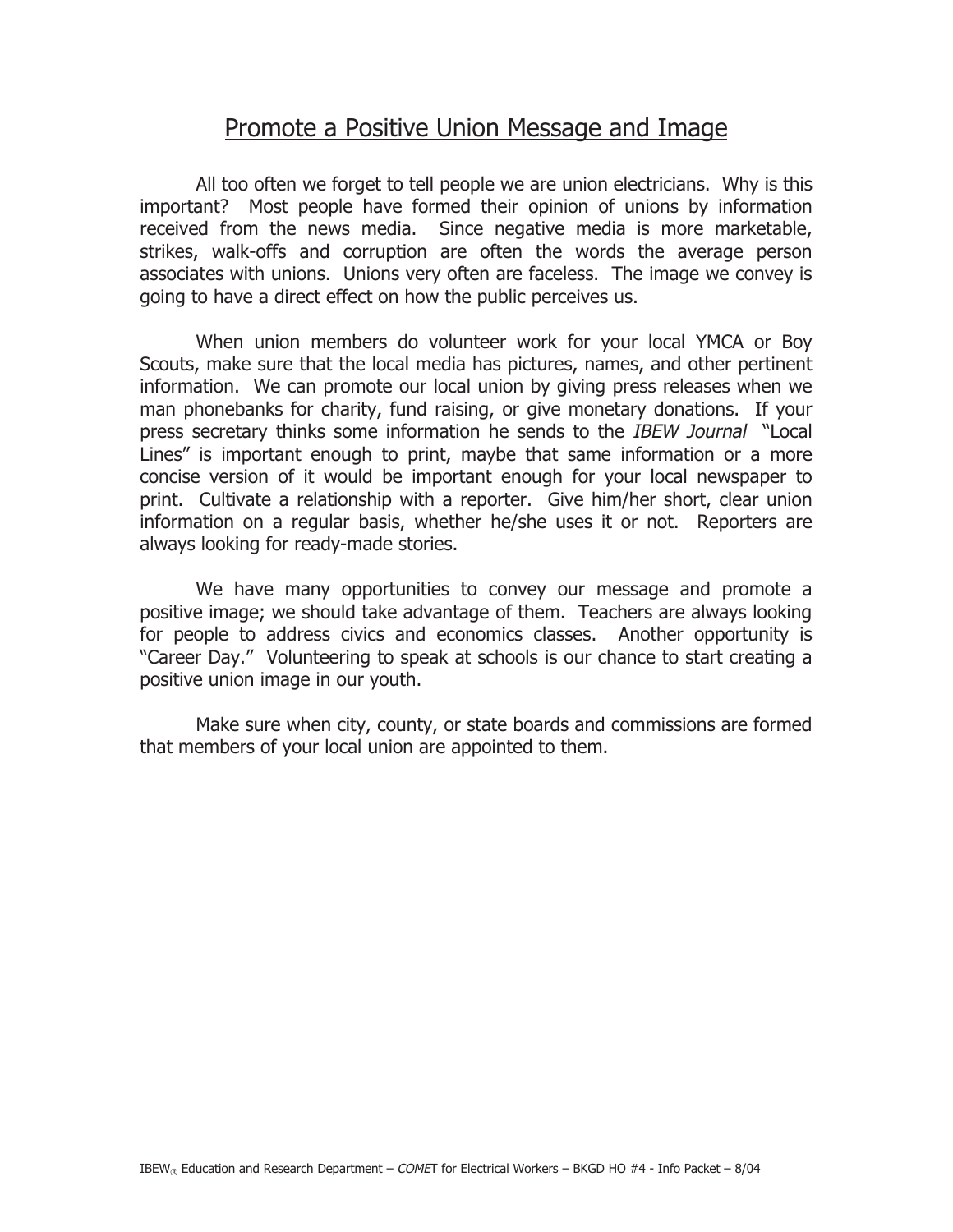## Promote a Positive Union Message and Image

All too often we forget to tell people we are union electricians. Why is this important? Most people have formed their opinion of unions by information received from the news media. Since negative media is more marketable, strikes, walk-offs and corruption are often the words the average person associates with unions. Unions very often are faceless. The image we convey is going to have a direct effect on how the public perceives us.

When union members do volunteer work for your local YMCA or Boy Scouts, make sure that the local media has pictures, names, and other pertinent information. We can promote our local union by giving press releases when we man phonebanks for charity, fund raising, or give monetary donations. If your press secretary thinks some information he sends to the *IBEW Journal* "Local Lines" is important enough to print, maybe that same information or a more concise version of it would be important enough for your local newspaper to print. Cultivate a relationship with a reporter. Give him/her short, clear union information on a regular basis, whether he/she uses it or not. Reporters are always looking for ready-made stories.

We have many opportunities to convey our message and promote a positive image; we should take advantage of them. Teachers are always looking for people to address civics and economics classes. Another opportunity is "Career Day." Volunteering to speak at schools is our chance to start creating a positive union image in our youth.

Make sure when city, county, or state boards and commissions are formed that members of your local union are appointed to them.